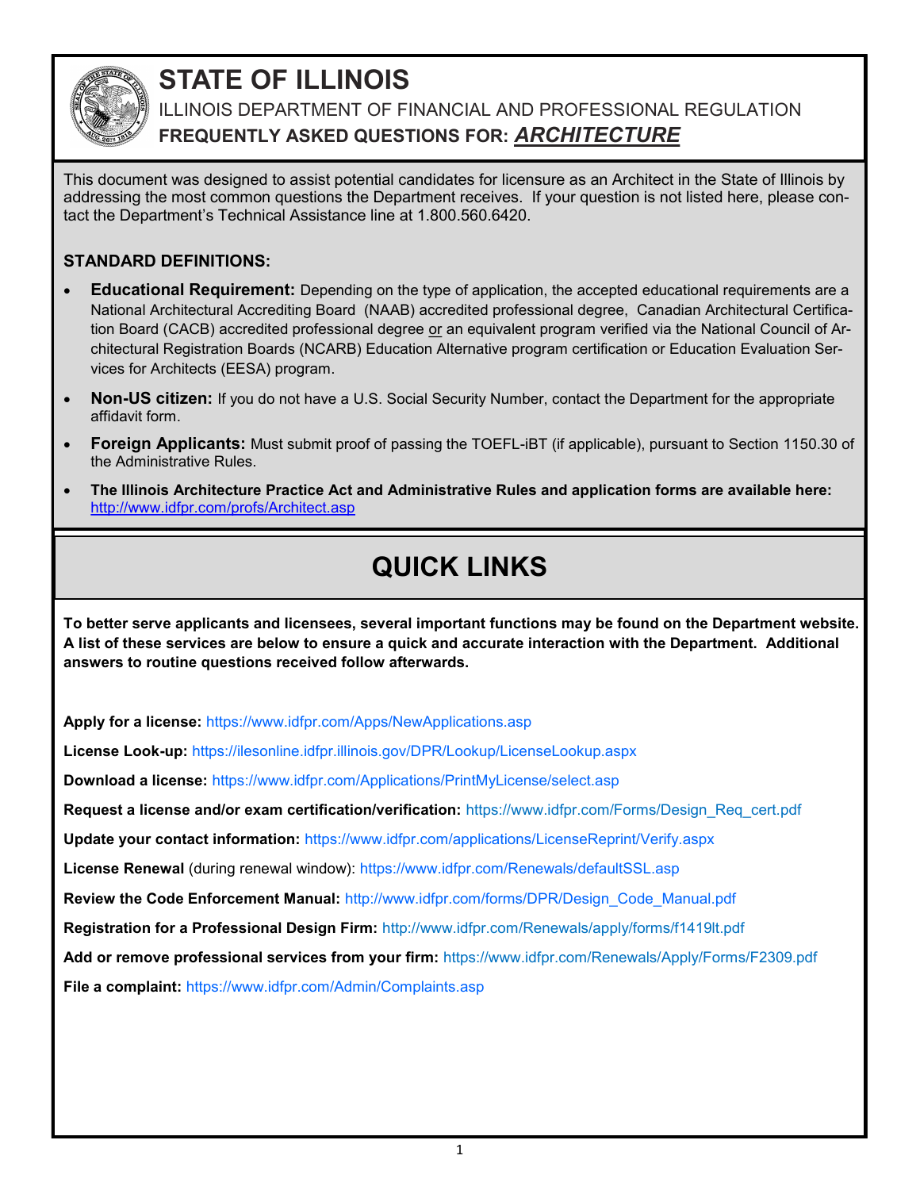# STATE OF ILLINOIS

ILLINOIS DEPARTMENT OF FINANCIAL AND PROFESSIONAL REGULATION

**FREQUENTLY ASKED QUESTIONS FOR: *ARCHITECTURE***

This document was designed to assist potential candidates for licensure as an Architect in the State of Illinois by addressing the most common questions the Department receives. If your question is not listed here, please contact the Department's Technical Assistance line at 1.800.560.6420.

### STANDARD DEFINITIONS:

- **Educational Requirement:** Depending on the type of application, the accepted educational requirements are a National Architectural Accrediting Board (NAAB) accredited professional degree, Canadian Architectural Certification Board (CACB) accredited professional degree <u>or</u> an equivalent program verified via the National Council of Architectural Registration Boards (NCARB) Education Alternative program certification or Education Evaluation Services for Architects (EESA) program.
- **Non-US citizen:** If you do not have a U.S. Social Security Number, contact the Department for the appropriate affidavit form.
- **Foreign Applicants:** Must submit proof of passing the TOEFL-iBT (if applicable), pursuant to Section 1150.30 of the Administrative Rules.
- **The Illinois Architecture Practice Act and Administrative Rules and application forms are available here:** http://www.idfpr.com/profs/Architect.asp

## QUICK LINKS

**To better serve applicants and licensees, several important functions may be found on the Department website. A list of these services are below to ensure a quick and accurate interaction with the Department. Additional answers to routine questions received follow afterwards.**

**Apply for a license:** https://www.idfpr.com/Apps/NewApplications.asp

**License Look-up:** https://ilesonline.idfpr.illinois.gov/DPR/Lookup/LicenseLookup.aspx

**Download a license:** https://www.idfpr.com/Applications/PrintMyLicense/select.asp

**Request a license and/or exam certification/verification:** https://www.idfpr.com/Forms/Design_Req_cert.pdf

**Update your contact information:** https://www.idfpr.com/applications/LicenseReprint/Verify.aspx

**License Renewal** (during renewal window): https://www.idfpr.com/Renewals/defaultSSL.asp

**Review the Code Enforcement Manual:** http://www.idfpr.com/forms/DPR/Design_Code_Manual.pdf

**Registration for a Professional Design Firm:** http://www.idfpr.com/Renewals/apply/forms/f1419lt.pdf

**Add or remove professional services from your firm:** https://www.idfpr.com/Renewals/Apply/Forms/F2309.pdf

**File a complaint:** https://www.idfpr.com/Admin/Complaints.asp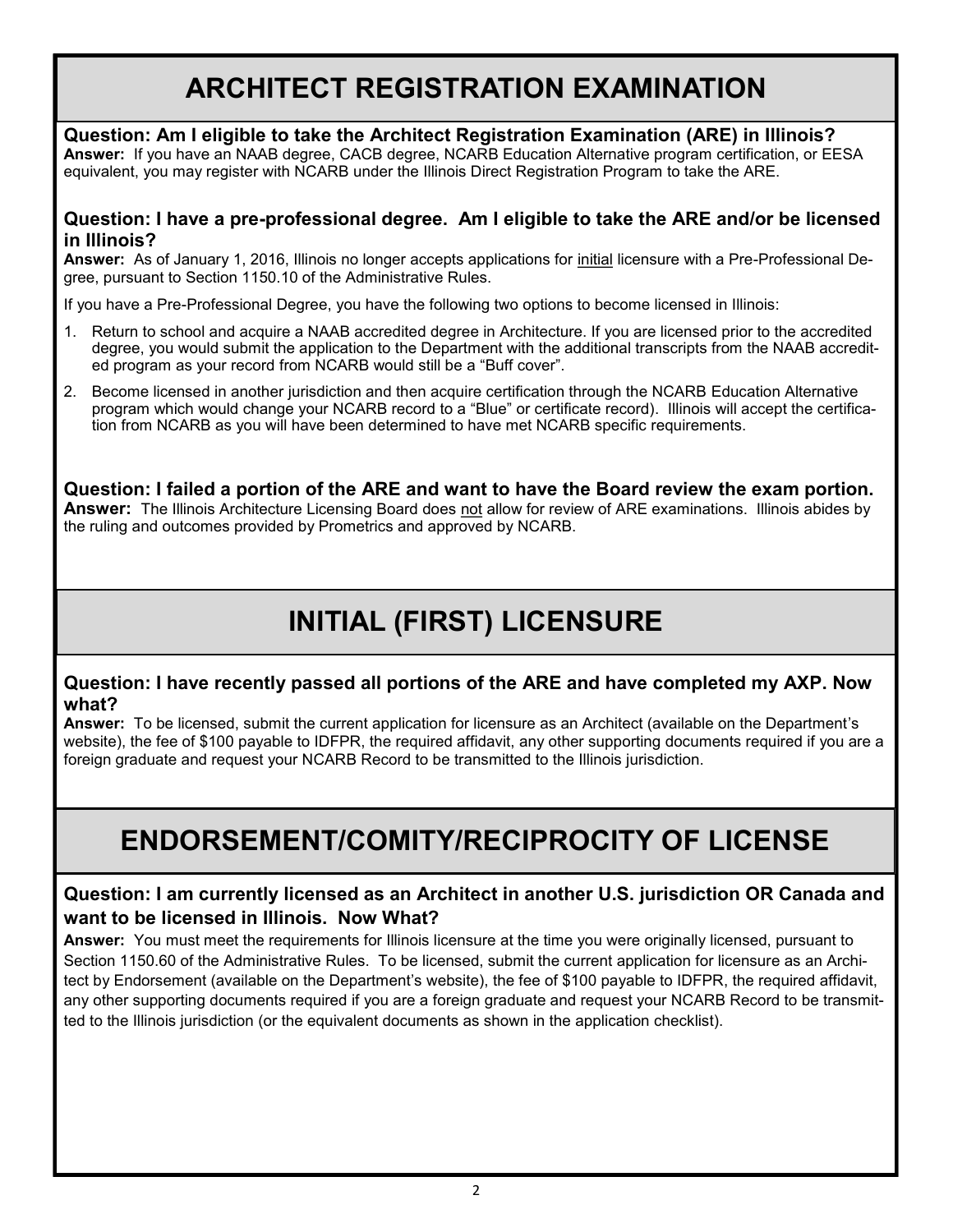# ARCHITECT REGISTRATION EXAMINATION

**Question: Am I eligible to take the Architect Registration Examination (ARE) in Illinois?**

**Answer:** If you have an NAAB degree, CACB degree, NCARB Education Alternative program certification, or EESA equivalent, you may register with NCARB under the Illinois Direct Registration Program to take the ARE.

**Question: I have a pre-professional degree. Am I eligible to take the ARE and/or be licensed in Illinois?**

**Answer:** As of January 1, 2016, Illinois no longer accepts applications for <u>initial</u> licensure with a Pre-Professional Degree, pursuant to Section 1150.10 of the Administrative Rules.

If you have a Pre-Professional Degree, you have the following two options to become licensed in Illinois:

1. Return to school and acquire a NAAB accredited degree in Architecture. If you are licensed prior to the accredited degree, you would submit the application to the Department with the additional transcripts from the NAAB accredited program as your record from NCARB would still be a "Buff cover".
2. Become licensed in another jurisdiction and then acquire certification through the NCARB Education Alternative program which would change your NCARB record to a "Blue" or certificate record). Illinois will accept the certification from NCARB as you will have been determined to have met NCARB specific requirements.

**Question: I failed a portion of the ARE and want to have the Board review the exam portion.**

**Answer:** The Illinois Architecture Licensing Board does <u>not</u> allow for review of ARE examinations. Illinois abides by the ruling and outcomes provided by Prometrics and approved by NCARB.

# INITIAL (FIRST) LICENSURE

**Question: I have recently passed all portions of the ARE and have completed my AXP. Now what?**

**Answer:** To be licensed, submit the current application for licensure as an Architect (available on the Department's website), the fee of $100 payable to IDFPR, the required affidavit, any other supporting documents required if you are a foreign graduate and request your NCARB Record to be transmitted to the Illinois jurisdiction.

# ENDORSEMENT/COMITY/RECIPROCITY OF LICENSE

**Question: I am currently licensed as an Architect in another U.S. jurisdiction OR Canada and want to be licensed in Illinois. Now What?**

**Answer:** You must meet the requirements for Illinois licensure at the time you were originally licensed, pursuant to Section 1150.60 of the Administrative Rules. To be licensed, submit the current application for licensure as an Architect by Endorsement (available on the Department's website), the fee of $100 payable to IDFPR, the required affidavit, any other supporting documents required if you are a foreign graduate and request your NCARB Record to be transmitted to the Illinois jurisdiction (or the equivalent documents as shown in the application checklist).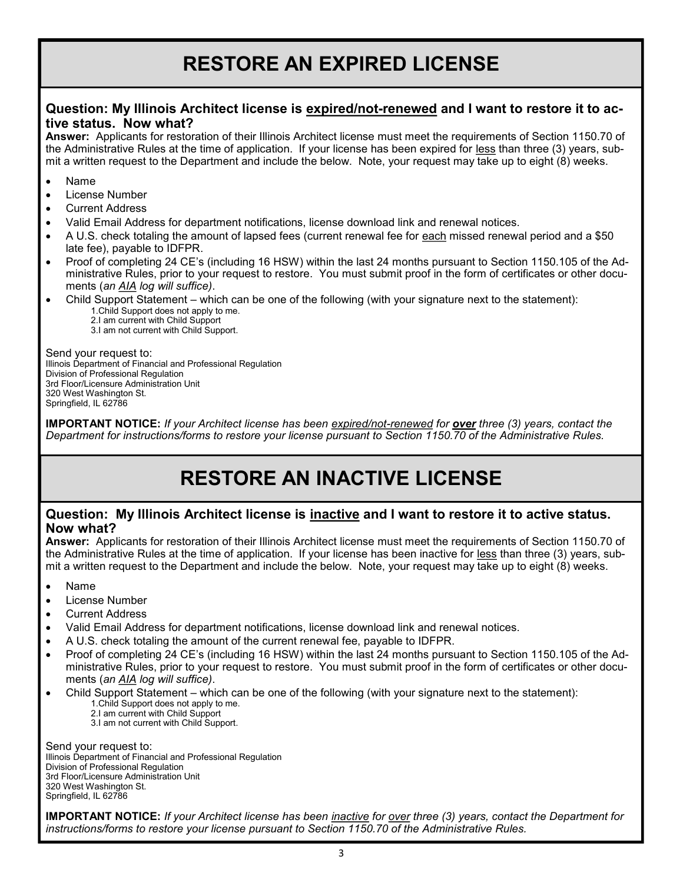# RESTORE AN EXPIRED LICENSE

### Question: My Illinois Architect license is <u>expired/not-renewed</u> and I want to restore it to active status. Now what?

**Answer:** Applicants for restoration of their Illinois Architect license must meet the requirements of Section 1150.70 of the Administrative Rules at the time of application. If your license has been expired for <u>less</u> than three (3) years, submit a written request to the Department and include the below. Note, your request may take up to eight (8) weeks.

- Name
- License Number
- Current Address
- Valid Email Address for department notifications, license download link and renewal notices.
- A U.S. check totaling the amount of lapsed fees (current renewal fee for <u>each</u> missed renewal period and a $50 late fee), payable to IDFPR.
- Proof of completing 24 CE's (including 16 HSW) within the last 24 months pursuant to Section 1150.105 of the Administrative Rules, prior to your request to restore. You must submit proof in the form of certificates or other documents (*an <u>AIA</u> log will suffice)*.
- Child Support Statement – which can be one of the following (with your signature next to the statement):
  1. Child Support does not apply to me.
  2. I am current with Child Support
  3. I am not current with Child Support.

Send your request to:
Illinois Department of Financial and Professional Regulation
Division of Professional Regulation
3rd Floor/Licensure Administration Unit
320 West Washington St.
Springfield, IL 62786

**IMPORTANT NOTICE:** *If your Architect license has been <u>expired/not-renewed</u> for **<u>over</u>** three (3) years, contact the Department for instructions/forms to restore your license pursuant to Section 1150.70 of the Administrative Rules.*

# RESTORE AN INACTIVE LICENSE

### Question: My Illinois Architect license is <u>inactive</u> and I want to restore it to active status. Now what?

**Answer:** Applicants for restoration of their Illinois Architect license must meet the requirements of Section 1150.70 of the Administrative Rules at the time of application. If your license has been inactive for <u>less</u> than three (3) years, submit a written request to the Department and include the below. Note, your request may take up to eight (8) weeks.

- Name
- License Number
- Current Address
- Valid Email Address for department notifications, license download link and renewal notices.
- A U.S. check totaling the amount of the current renewal fee, payable to IDFPR.
- Proof of completing 24 CE's (including 16 HSW) within the last 24 months pursuant to Section 1150.105 of the Administrative Rules, prior to your request to restore. You must submit proof in the form of certificates or other documents (*an <u>AIA</u> log will suffice)*.
- Child Support Statement – which can be one of the following (with your signature next to the statement):
  1. Child Support does not apply to me.
  2. I am current with Child Support
  3. I am not current with Child Support.

Send your request to:
Illinois Department of Financial and Professional Regulation
Division of Professional Regulation
3rd Floor/Licensure Administration Unit
320 West Washington St.
Springfield, IL 62786

**IMPORTANT NOTICE:** *If your Architect license has been <u>inactive</u> for <u>over</u> three (3) years, contact the Department for instructions/forms to restore your license pursuant to Section 1150.70 of the Administrative Rules.*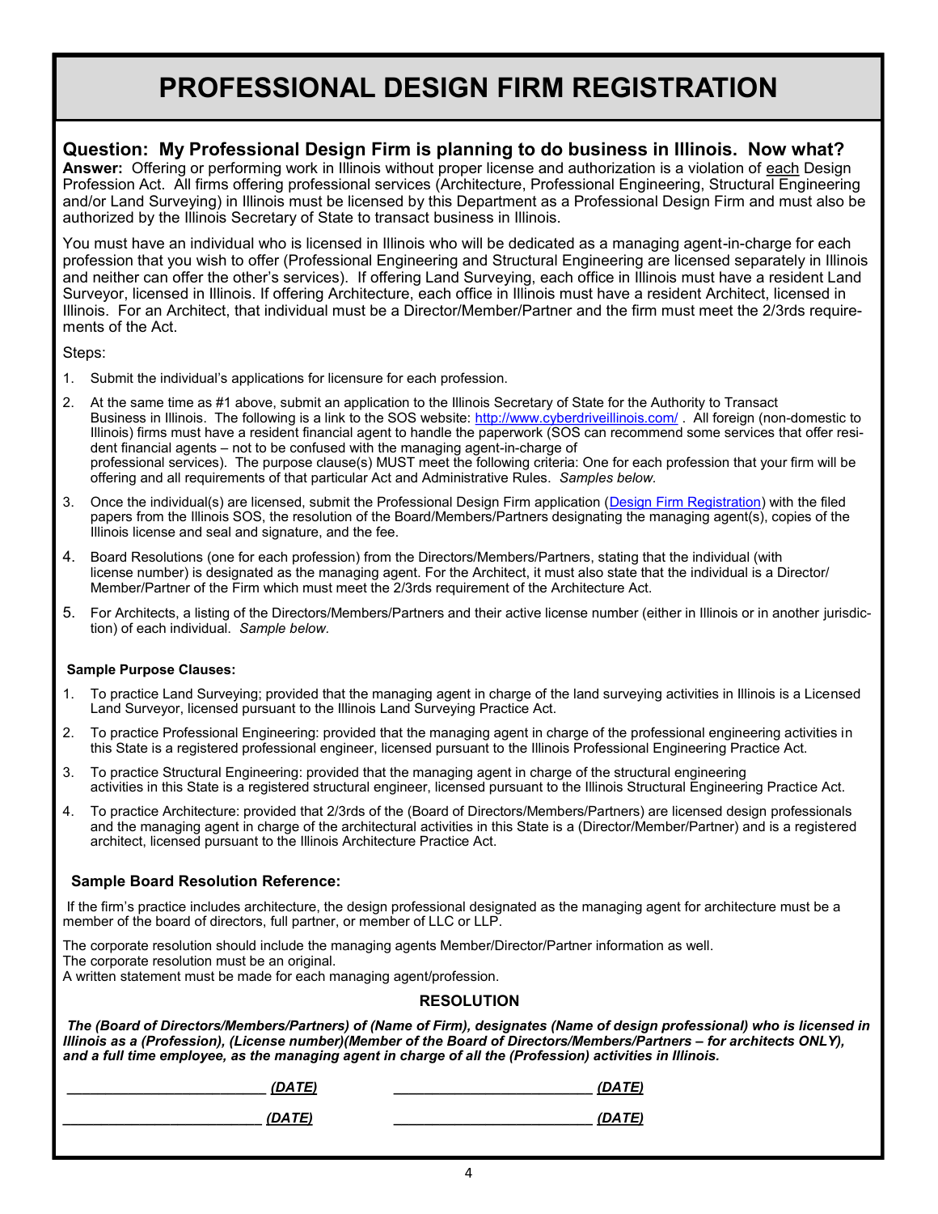# PROFESSIONAL DESIGN FIRM REGISTRATION

### Question: My Professional Design Firm is planning to do business in Illinois. Now what?

**Answer:** Offering or performing work in Illinois without proper license and authorization is a violation of each Design Profession Act. All firms offering professional services (Architecture, Professional Engineering, Structural Engineering and/or Land Surveying) in Illinois must be licensed by this Department as a Professional Design Firm and must also be authorized by the Illinois Secretary of State to transact business in Illinois.

You must have an individual who is licensed in Illinois who will be dedicated as a managing agent-in-charge for each profession that you wish to offer (Professional Engineering and Structural Engineering are licensed separately in Illinois and neither can offer the other's services). If offering Land Surveying, each office in Illinois must have a resident Land Surveyor, licensed in Illinois. If offering Architecture, each office in Illinois must have a resident Architect, licensed in Illinois. For an Architect, that individual must be a Director/Member/Partner and the firm must meet the 2/3rds requirements of the Act.

Steps:

1. Submit the individual's applications for licensure for each profession.
2. At the same time as #1 above, submit an application to the Illinois Secretary of State for the Authority to Transact Business in Illinois. The following is a link to the SOS website: [http://www.cyberdriveillinois.com/](http://www.cyberdriveillinois.com/) . All foreign (non-domestic to Illinois) firms must have a resident financial agent to handle the paperwork (SOS can recommend some services that offer resident financial agents – not to be confused with the managing agent-in-charge of professional services). The purpose clause(s) MUST meet the following criteria: One for each profession that your firm will be offering and all requirements of that particular Act and Administrative Rules. *Samples below.*
3. Once the individual(s) are licensed, submit the Professional Design Firm application (Design Firm Registration) with the filed papers from the Illinois SOS, the resolution of the Board/Members/Partners designating the managing agent(s), copies of the Illinois license and seal and signature, and the fee.
4. Board Resolutions (one for each profession) from the Directors/Members/Partners, stating that the individual (with license number) is designated as the managing agent. For the Architect, it must also state that the individual is a Director/Member/Partner of the Firm which must meet the 2/3rds requirement of the Architecture Act.
5. For Architects, a listing of the Directors/Members/Partners and their active license number (either in Illinois or in another jurisdiction) of each individual. *Sample below.*

**Sample Purpose Clauses:**

1. To practice Land Surveying; provided that the managing agent in charge of the land surveying activities in Illinois is a Licensed Land Surveyor, licensed pursuant to the Illinois Land Surveying Practice Act.
2. To practice Professional Engineering: provided that the managing agent in charge of the professional engineering activities in this State is a registered professional engineer, licensed pursuant to the Illinois Professional Engineering Practice Act.
3. To practice Structural Engineering: provided that the managing agent in charge of the structural engineering activities in this State is a registered structural engineer, licensed pursuant to the Illinois Structural Engineering Practice Act.
4. To practice Architecture: provided that 2/3rds of the (Board of Directors/Members/Partners) are licensed design professionals and the managing agent in charge of the architectural activities in this State is a (Director/Member/Partner) and is a registered architect, licensed pursuant to the Illinois Architecture Practice Act.

**Sample Board Resolution Reference:**

If the firm's practice includes architecture, the design professional designated as the managing agent for architecture must be a member of the board of directors, full partner, or member of LLC or LLP.

The corporate resolution should include the managing agents Member/Director/Partner information as well.
The corporate resolution must be an original.
A written statement must be made for each managing agent/profession.

**RESOLUTION**

***The (Board of Directors/Members/Partners) of (Name of Firm), designates (Name of design professional) who is licensed in Illinois as a (Profession), (License number)(Member of the Board of Directors/Members/Partners – for architects ONLY), and a full time employee, as the managing agent in charge of all the (Profession) activities in Illinois.***

_________________________ ***(DATE)*** _________________________ ***(DATE)***

_________________________ ***(DATE)*** _________________________ ***(DATE)***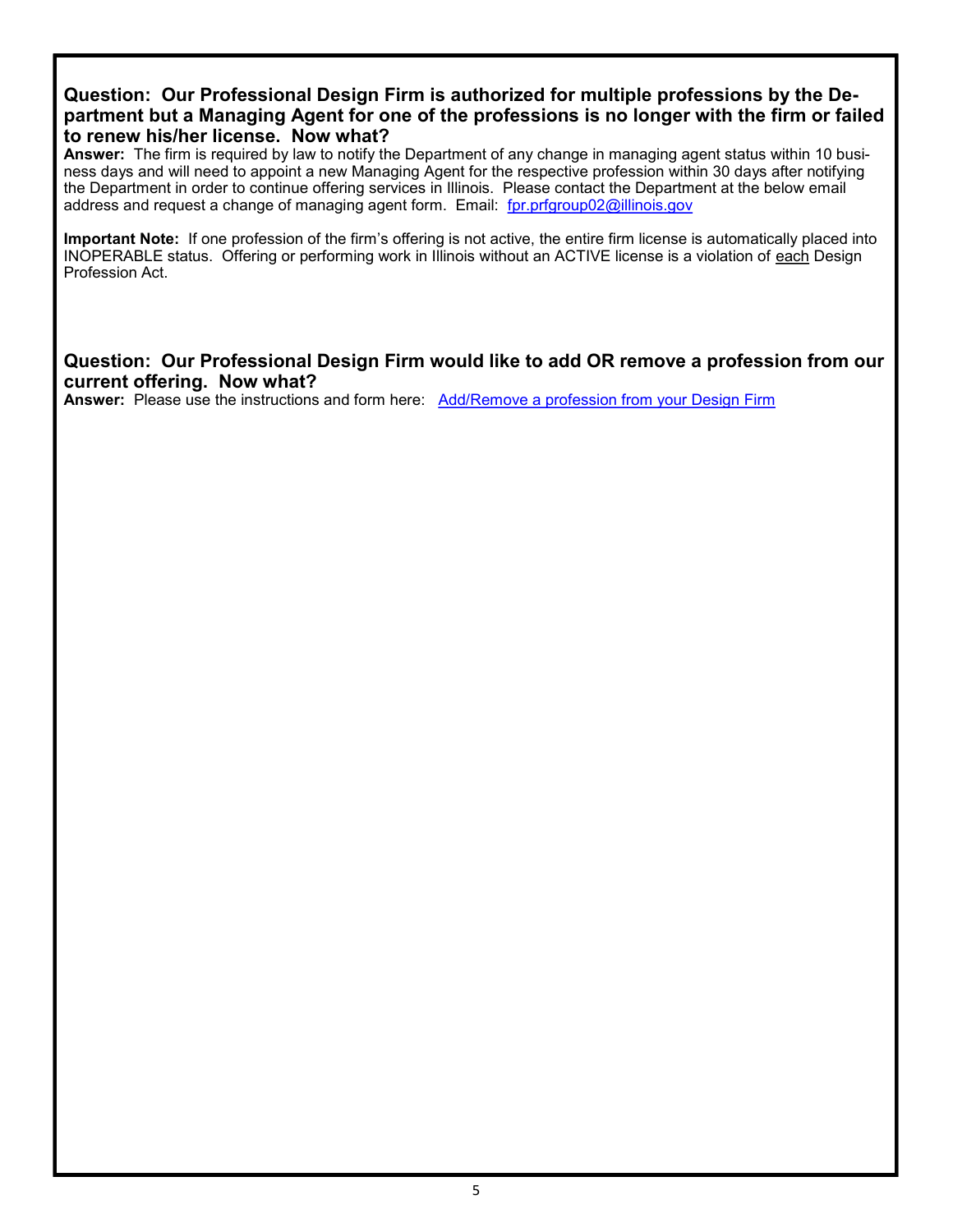**Question: Our Professional Design Firm is authorized for multiple professions by the Department but a Managing Agent for one of the professions is no longer with the firm or failed to renew his/her license. Now what?**

**Answer:** The firm is required by law to notify the Department of any change in managing agent status within 10 business days and will need to appoint a new Managing Agent for the respective profession within 30 days after notifying the Department in order to continue offering services in Illinois. Please contact the Department at the below email address and request a change of managing agent form. Email: fpr.prfgroup02@illinois.gov

**Important Note:** If one profession of the firm's offering is not active, the entire firm license is automatically placed into INOPERABLE status. Offering or performing work in Illinois without an ACTIVE license is a violation of each Design Profession Act.

**Question: Our Professional Design Firm would like to add OR remove a profession from our current offering. Now what?**

**Answer:** Please use the instructions and form here: Add/Remove a profession from your Design Firm